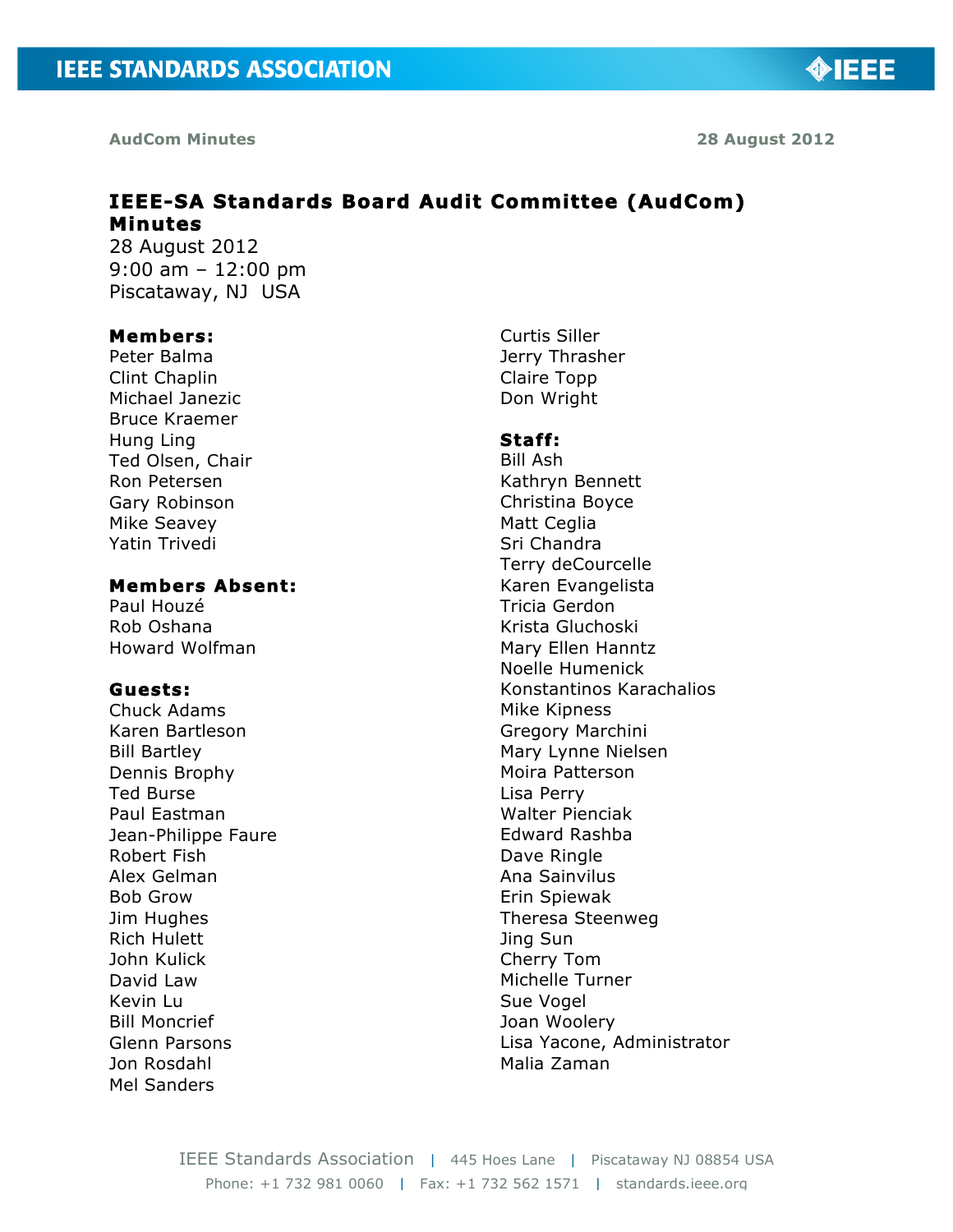AudCom Minutes 28 August 2012

# IEEE-SA Standards Board Audit Committee (AudCom) Minutes

28 August 2012
9:00 am – 12:00 pm
Piscataway, NJ USA

**Members:**
Peter Balma
Clint Chaplin
Michael Janezic
Bruce Kraemer
Hung Ling
Ted Olsen, Chair
Ron Petersen
Gary Robinson
Mike Seavey
Yatin Trivedi
Curtis Siller
Jerry Thrasher
Claire Topp
Don Wright

**Members Absent:**
Paul Houzé
Rob Oshana
Howard Wolfman

**Guests:**
Chuck Adams
Karen Bartleson
Bill Bartley
Dennis Brophy
Ted Burse
Paul Eastman
Jean-Philippe Faure
Robert Fish
Alex Gelman
Bob Grow
Jim Hughes
Rich Hulett
John Kulick
David Law
Kevin Lu
Bill Moncrief
Glenn Parsons
Jon Rosdahl
Mel Sanders

**Staff:**
Bill Ash
Kathryn Bennett
Christina Boyce
Matt Ceglia
Sri Chandra
Terry deCourcelle
Karen Evangelista
Tricia Gerdon
Krista Gluchoski
Mary Ellen Hanntz
Noelle Humenick
Konstantinos Karachalios
Mike Kipness
Gregory Marchini
Mary Lynne Nielsen
Moira Patterson
Lisa Perry
Walter Pienciak
Edward Rashba
Dave Ringle
Ana Sainvilus
Erin Spiewak
Theresa Steenweg
Jing Sun
Cherry Tom
Michelle Turner
Sue Vogel
Joan Woolery
Lisa Yacone, Administrator
Malia Zaman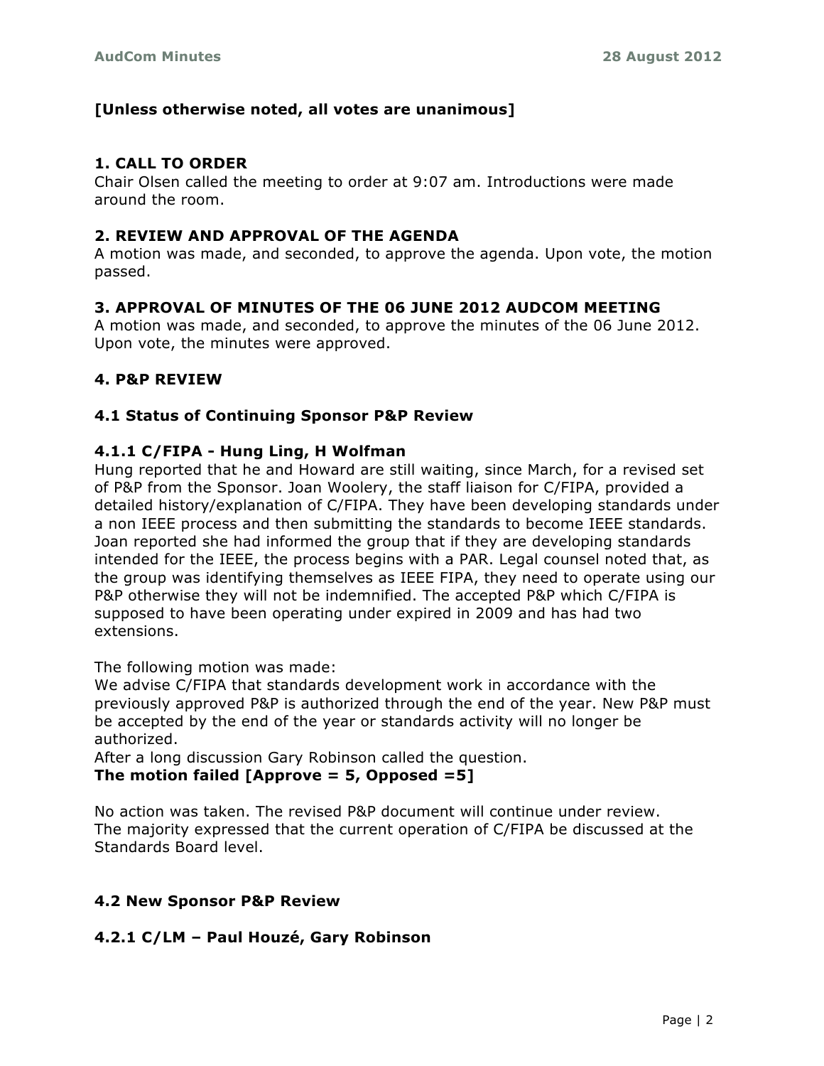**[Unless otherwise noted, all votes are unanimous]**

## 1. CALL TO ORDER

Chair Olsen called the meeting to order at 9:07 am. Introductions were made around the room.

## 2. REVIEW AND APPROVAL OF THE AGENDA

A motion was made, and seconded, to approve the agenda. Upon vote, the motion passed.

## 3. APPROVAL OF MINUTES OF THE 06 JUNE 2012 AUDCOM MEETING

A motion was made, and seconded, to approve the minutes of the 06 June 2012. Upon vote, the minutes were approved.

## 4. P&P REVIEW

### 4.1 Status of Continuing Sponsor P&P Review

#### 4.1.1 C/FIPA - Hung Ling, H Wolfman

Hung reported that he and Howard are still waiting, since March, for a revised set of P&P from the Sponsor. Joan Woolery, the staff liaison for C/FIPA, provided a detailed history/explanation of C/FIPA. They have been developing standards under a non IEEE process and then submitting the standards to become IEEE standards. Joan reported she had informed the group that if they are developing standards intended for the IEEE, the process begins with a PAR. Legal counsel noted that, as the group was identifying themselves as IEEE FIPA, they need to operate using our P&P otherwise they will not be indemnified. The accepted P&P which C/FIPA is supposed to have been operating under expired in 2009 and has had two extensions.

The following motion was made:
We advise C/FIPA that standards development work in accordance with the previously approved P&P is authorized through the end of the year. New P&P must be accepted by the end of the year or standards activity will no longer be authorized.
After a long discussion Gary Robinson called the question.
**The motion failed [Approve = 5, Opposed =5]**

No action was taken. The revised P&P document will continue under review.
The majority expressed that the current operation of C/FIPA be discussed at the Standards Board level.

### 4.2 New Sponsor P&P Review

#### 4.2.1 C/LM – Paul Houzé, Gary Robinson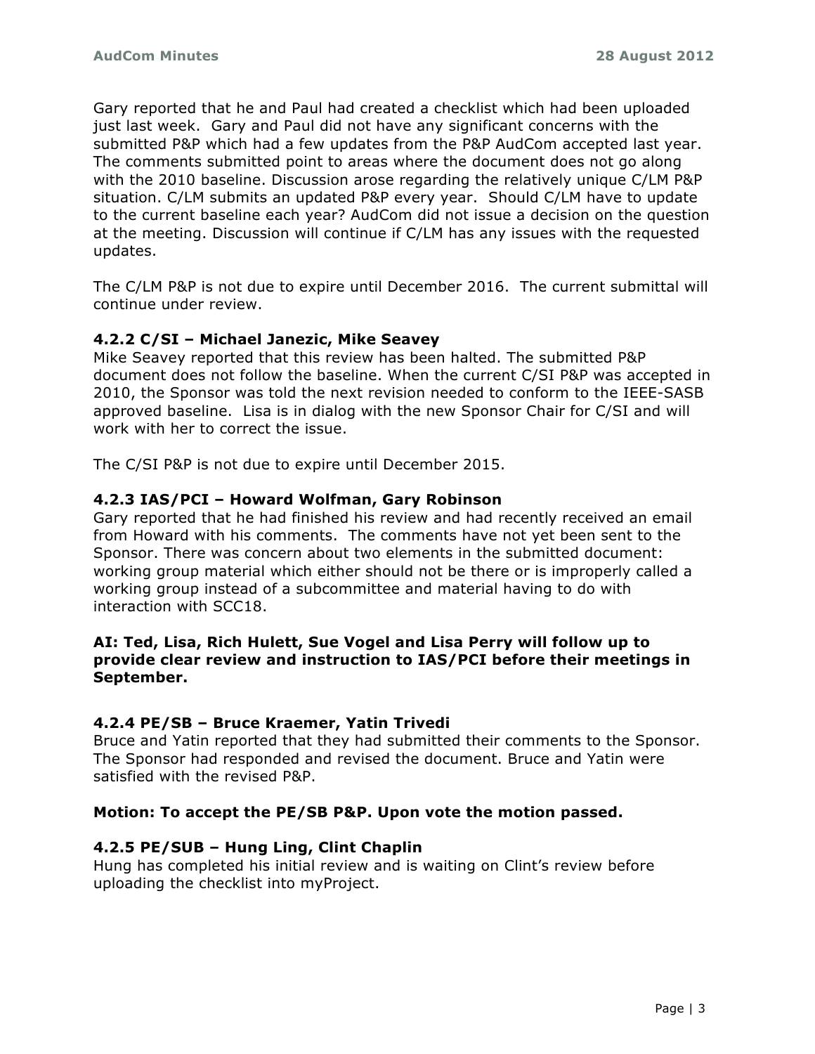Gary reported that he and Paul had created a checklist which had been uploaded just last week. Gary and Paul did not have any significant concerns with the submitted P&P which had a few updates from the P&P AudCom accepted last year. The comments submitted point to areas where the document does not go along with the 2010 baseline. Discussion arose regarding the relatively unique C/LM P&P situation. C/LM submits an updated P&P every year. Should C/LM have to update to the current baseline each year? AudCom did not issue a decision on the question at the meeting. Discussion will continue if C/LM has any issues with the requested updates.

The C/LM P&P is not due to expire until December 2016. The current submittal will continue under review.

#### 4.2.2 C/SI – Michael Janezic, Mike Seavey

Mike Seavey reported that this review has been halted. The submitted P&P document does not follow the baseline. When the current C/SI P&P was accepted in 2010, the Sponsor was told the next revision needed to conform to the IEEE-SASB approved baseline. Lisa is in dialog with the new Sponsor Chair for C/SI and will work with her to correct the issue.

The C/SI P&P is not due to expire until December 2015.

#### 4.2.3 IAS/PCI – Howard Wolfman, Gary Robinson

Gary reported that he had finished his review and had recently received an email from Howard with his comments. The comments have not yet been sent to the Sponsor. There was concern about two elements in the submitted document: working group material which either should not be there or is improperly called a working group instead of a subcommittee and material having to do with interaction with SCC18.

**AI: Ted, Lisa, Rich Hulett, Sue Vogel and Lisa Perry will follow up to provide clear review and instruction to IAS/PCI before their meetings in September.**

#### 4.2.4 PE/SB – Bruce Kraemer, Yatin Trivedi

Bruce and Yatin reported that they had submitted their comments to the Sponsor. The Sponsor had responded and revised the document. Bruce and Yatin were satisfied with the revised P&P.

**Motion: To accept the PE/SB P&P. Upon vote the motion passed.**

#### 4.2.5 PE/SUB – Hung Ling, Clint Chaplin

Hung has completed his initial review and is waiting on Clint's review before uploading the checklist into myProject.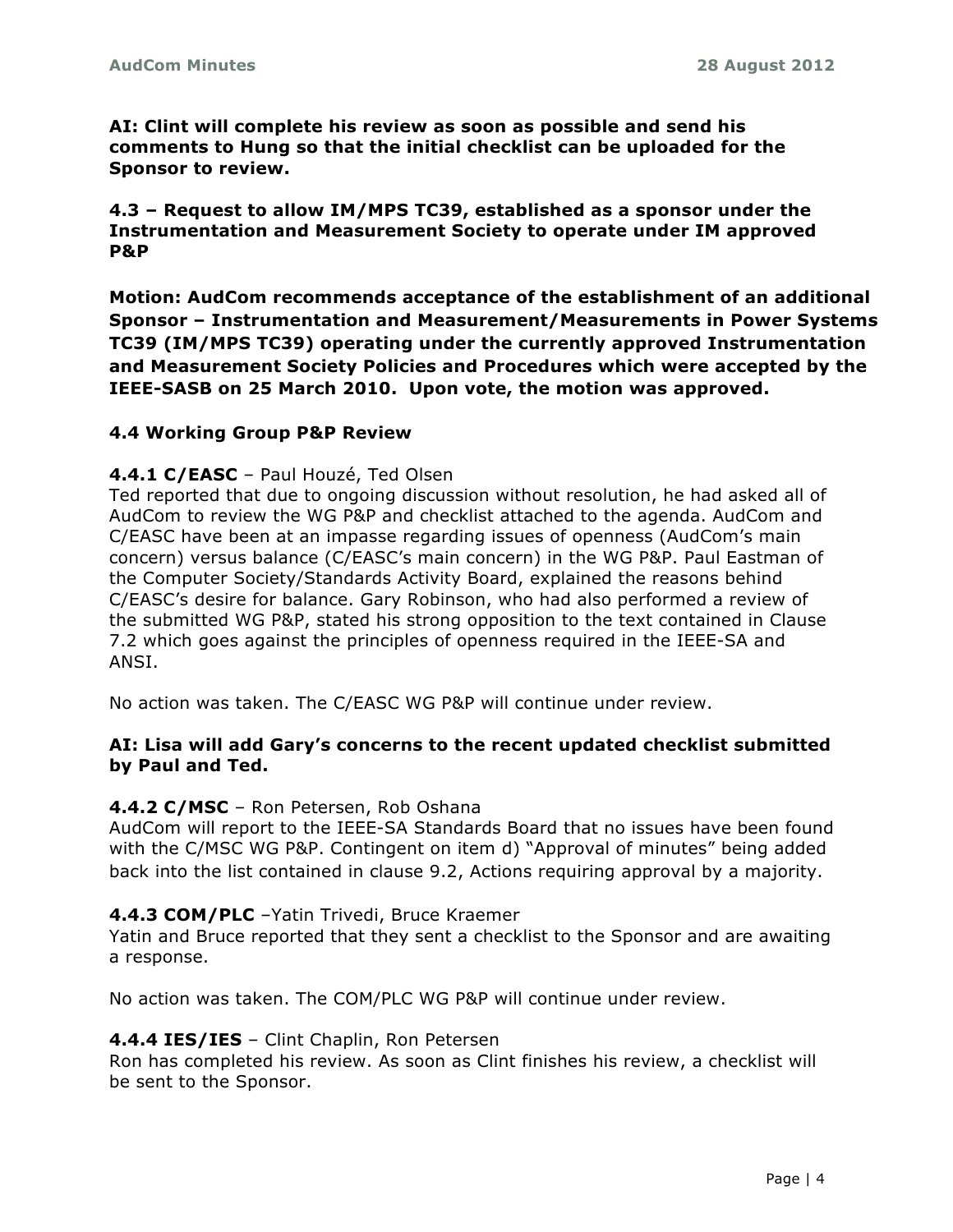**AI: Clint will complete his review as soon as possible and send his comments to Hung so that the initial checklist can be uploaded for the Sponsor to review.**

### 4.3 – Request to allow IM/MPS TC39, established as a sponsor under the Instrumentation and Measurement Society to operate under IM approved P&P

**Motion: AudCom recommends acceptance of the establishment of an additional Sponsor – Instrumentation and Measurement/Measurements in Power Systems TC39 (IM/MPS TC39) operating under the currently approved Instrumentation and Measurement Society Policies and Procedures which were accepted by the IEEE-SASB on 25 March 2010. Upon vote, the motion was approved.**

### 4.4 Working Group P&P Review

**4.4.1 C/EASC** – Paul Houzé, Ted Olsen

Ted reported that due to ongoing discussion without resolution, he had asked all of AudCom to review the WG P&P and checklist attached to the agenda. AudCom and C/EASC have been at an impasse regarding issues of openness (AudCom's main concern) versus balance (C/EASC's main concern) in the WG P&P. Paul Eastman of the Computer Society/Standards Activity Board, explained the reasons behind C/EASC's desire for balance. Gary Robinson, who had also performed a review of the submitted WG P&P, stated his strong opposition to the text contained in Clause 7.2 which goes against the principles of openness required in the IEEE-SA and ANSI.

No action was taken. The C/EASC WG P&P will continue under review.

**AI: Lisa will add Gary's concerns to the recent updated checklist submitted by Paul and Ted.**

**4.4.2 C/MSC** – Ron Petersen, Rob Oshana

AudCom will report to the IEEE-SA Standards Board that no issues have been found with the C/MSC WG P&P. Contingent on item d) "Approval of minutes" being added back into the list contained in clause 9.2, Actions requiring approval by a majority.

**4.4.3 COM/PLC** –Yatin Trivedi, Bruce Kraemer

Yatin and Bruce reported that they sent a checklist to the Sponsor and are awaiting a response.

No action was taken. The COM/PLC WG P&P will continue under review.

**4.4.4 IES/IES** – Clint Chaplin, Ron Petersen

Ron has completed his review. As soon as Clint finishes his review, a checklist will be sent to the Sponsor.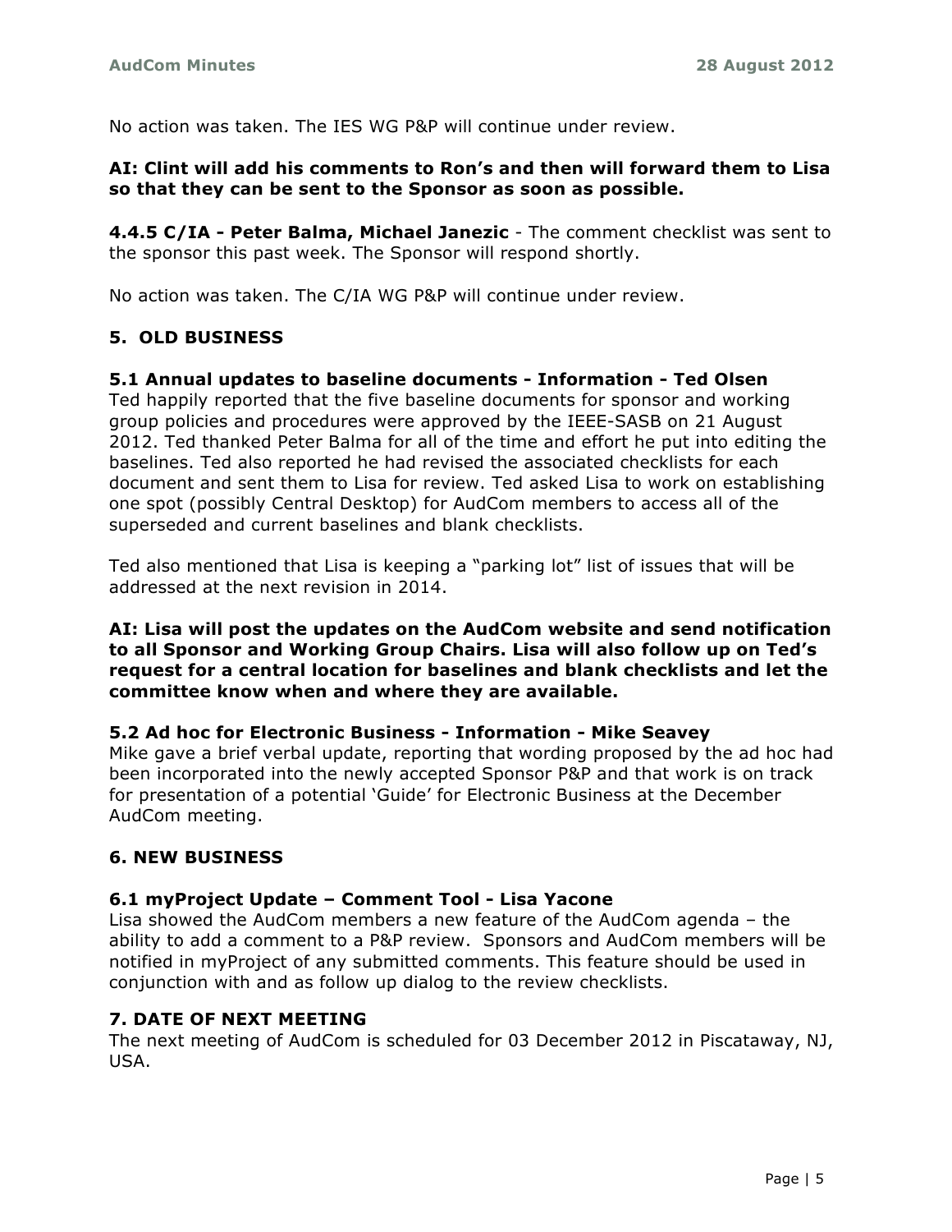No action was taken. The IES WG P&P will continue under review.

**AI: Clint will add his comments to Ron's and then will forward them to Lisa so that they can be sent to the Sponsor as soon as possible.**

**4.4.5 C/IA - Peter Balma, Michael Janezic** - The comment checklist was sent to the sponsor this past week. The Sponsor will respond shortly.

No action was taken. The C/IA WG P&P will continue under review.

## 5. OLD BUSINESS

### 5.1 Annual updates to baseline documents - Information - Ted Olsen

Ted happily reported that the five baseline documents for sponsor and working group policies and procedures were approved by the IEEE-SASB on 21 August 2012. Ted thanked Peter Balma for all of the time and effort he put into editing the baselines. Ted also reported he had revised the associated checklists for each document and sent them to Lisa for review. Ted asked Lisa to work on establishing one spot (possibly Central Desktop) for AudCom members to access all of the superseded and current baselines and blank checklists.

Ted also mentioned that Lisa is keeping a "parking lot" list of issues that will be addressed at the next revision in 2014.

**AI: Lisa will post the updates on the AudCom website and send notification to all Sponsor and Working Group Chairs. Lisa will also follow up on Ted's request for a central location for baselines and blank checklists and let the committee know when and where they are available.**

### 5.2 Ad hoc for Electronic Business - Information - Mike Seavey

Mike gave a brief verbal update, reporting that wording proposed by the ad hoc had been incorporated into the newly accepted Sponsor P&P and that work is on track for presentation of a potential 'Guide' for Electronic Business at the December AudCom meeting.

## 6. NEW BUSINESS

### 6.1 myProject Update – Comment Tool - Lisa Yacone

Lisa showed the AudCom members a new feature of the AudCom agenda – the ability to add a comment to a P&P review. Sponsors and AudCom members will be notified in myProject of any submitted comments. This feature should be used in conjunction with and as follow up dialog to the review checklists.

## 7. DATE OF NEXT MEETING

The next meeting of AudCom is scheduled for 03 December 2012 in Piscataway, NJ, USA.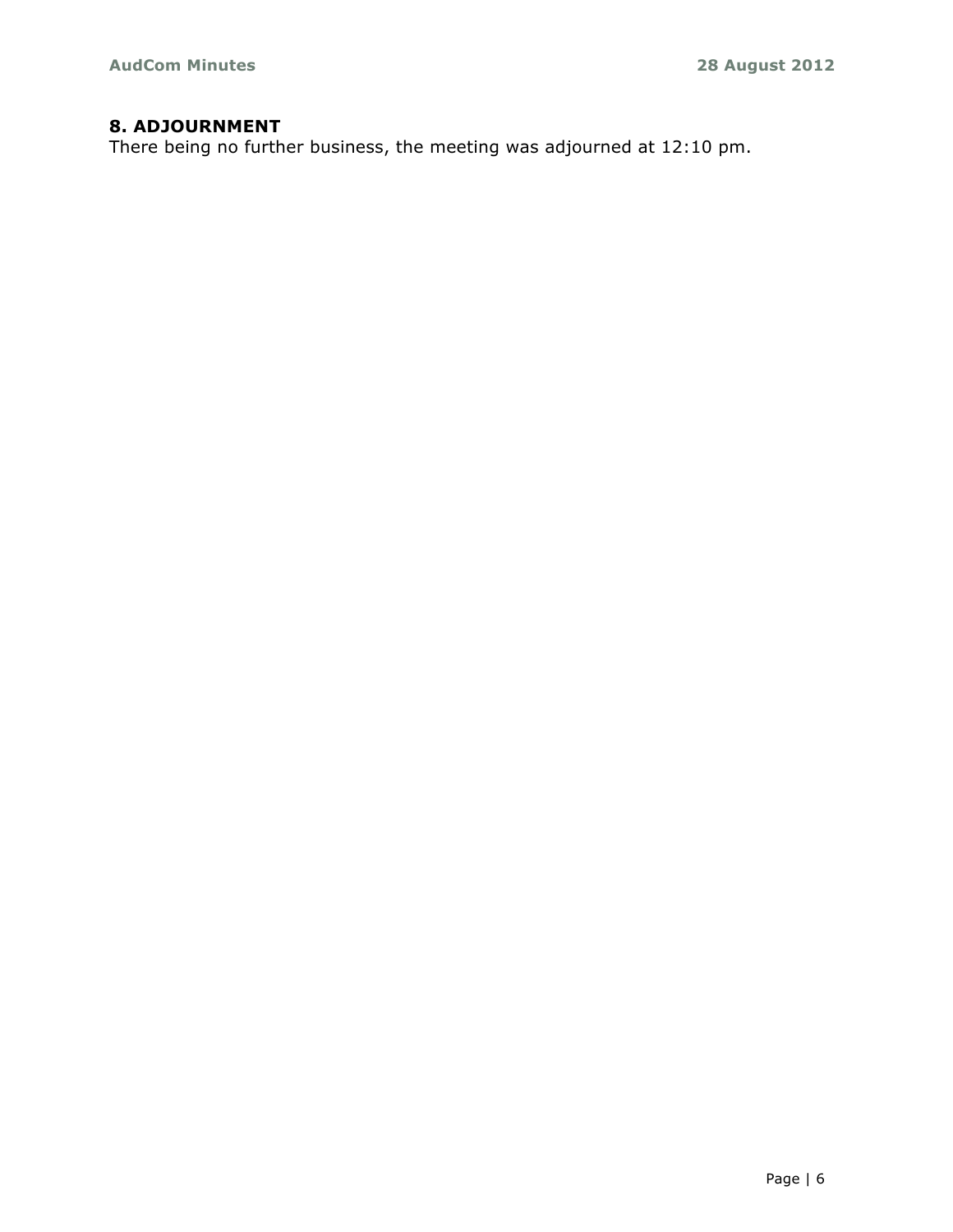## 8. ADJOURNMENT

There being no further business, the meeting was adjourned at 12:10 pm.